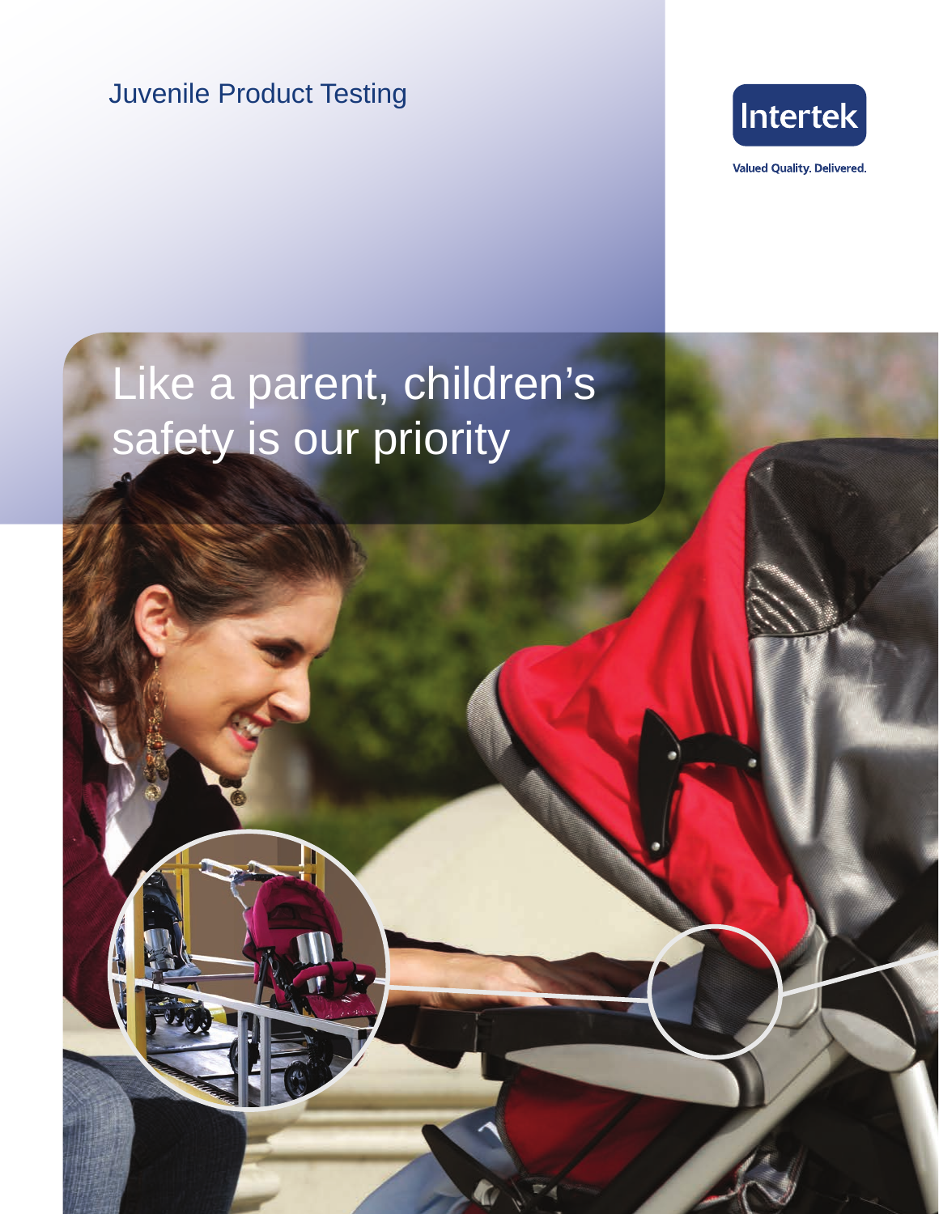Juvenile Product Testing

Intertek

Valued Quality. Delivered.

# Like a parent, children's safety is our priority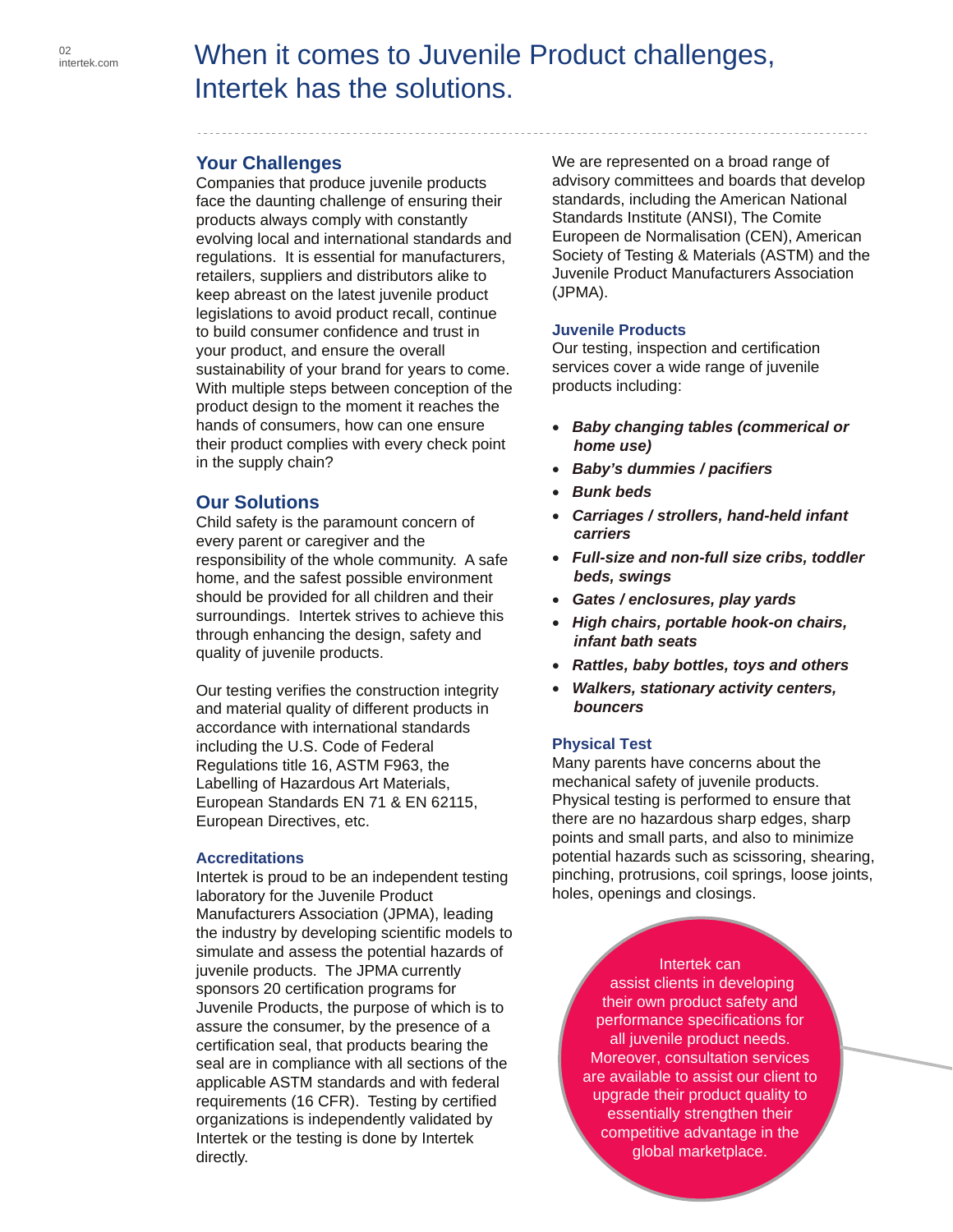# When it comes to Juvenile Product challenges, Intertek has the solutions.

## Your Challenges

Companies that produce juvenile products face the daunting challenge of ensuring their products always comply with constantly evolving local and international standards and regulations. It is essential for manufacturers, retailers, suppliers and distributors alike to keep abreast on the latest juvenile product legislations to avoid product recall, continue to build consumer confidence and trust in your product, and ensure the overall sustainability of your brand for years to come. With multiple steps between conception of the product design to the moment it reaches the hands of consumers, how can one ensure their product complies with every check point in the supply chain?

## Our Solutions

Child safety is the paramount concern of every parent or caregiver and the responsibility of the whole community. A safe home, and the safest possible environment should be provided for all children and their surroundings. Intertek strives to achieve this through enhancing the design, safety and quality of juvenile products.

Our testing verifies the construction integrity and material quality of different products in accordance with international standards including the U.S. Code of Federal Regulations title 16, ASTM F963, the Labelling of Hazardous Art Materials, European Standards EN 71 & EN 62115, European Directives, etc.

### Accreditations

Intertek is proud to be an independent testing laboratory for the Juvenile Product Manufacturers Association (JPMA), leading the industry by developing scientific models to simulate and assess the potential hazards of juvenile products. The JPMA currently sponsors 20 certification programs for Juvenile Products, the purpose of which is to assure the consumer, by the presence of a certification seal, that products bearing the seal are in compliance with all sections of the applicable ASTM standards and with federal requirements (16 CFR). Testing by certified organizations is independently validated by Intertek or the testing is done by Intertek directly.

We are represented on a broad range of advisory committees and boards that develop standards, including the American National Standards Institute (ANSI), The Comite Europeen de Normalisation (CEN), American Society of Testing & Materials (ASTM) and the Juvenile Product Manufacturers Association (JPMA).

### Juvenile Products

Our testing, inspection and certification services cover a wide range of juvenile products including:

- ***Baby changing tables (commerical or home use)***
- ***Baby's dummies / pacifiers***
- ***Bunk beds***
- ***Carriages / strollers, hand-held infant carriers***
- ***Full-size and non-full size cribs, toddler beds, swings***
- ***Gates / enclosures, play yards***
- ***High chairs, portable hook-on chairs, infant bath seats***
- ***Rattles, baby bottles, toys and others***
- ***Walkers, stationary activity centers, bouncers***

### Physical Test

Many parents have concerns about the mechanical safety of juvenile products. Physical testing is performed to ensure that there are no hazardous sharp edges, sharp points and small parts, and also to minimize potential hazards such as scissoring, shearing, pinching, protrusions, coil springs, loose joints, holes, openings and closings.

Intertek can assist clients in developing their own product safety and performance specifications for all juvenile product needs. Moreover, consultation services are available to assist our client to upgrade their product quality to essentially strengthen their competitive advantage in the global marketplace.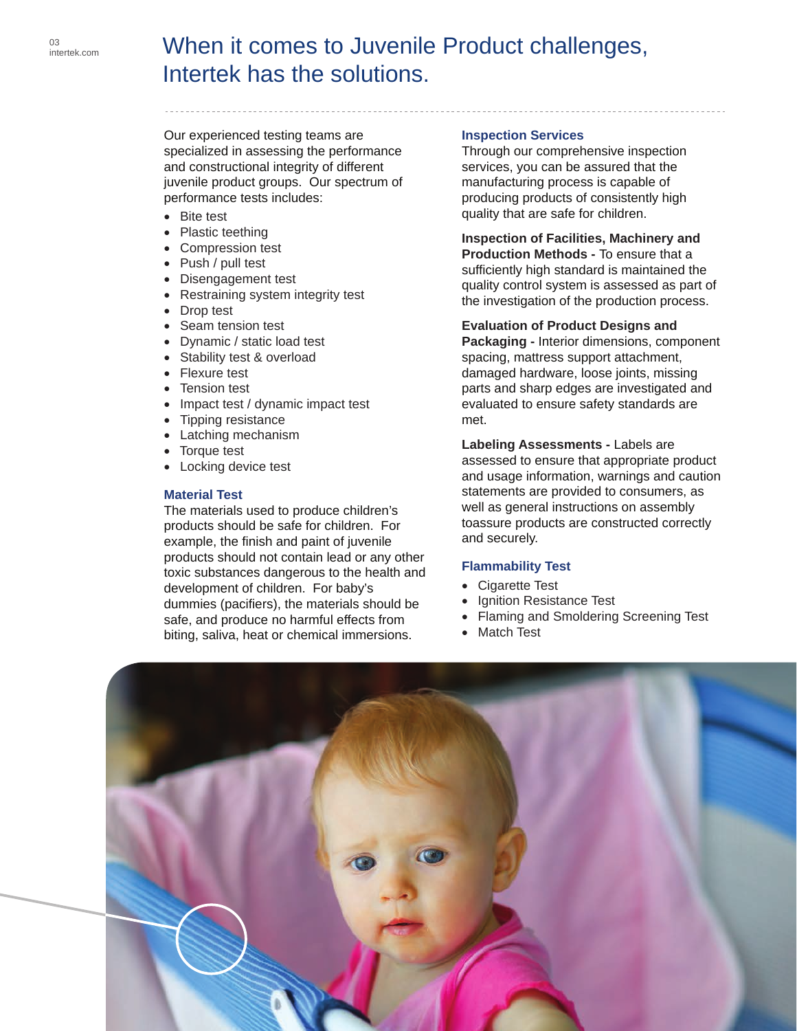# When it comes to Juvenile Product challenges, Intertek has the solutions.

Our experienced testing teams are specialized in assessing the performance and constructional integrity of different juvenile product groups. Our spectrum of performance tests includes:

- Bite test
- Plastic teething
- Compression test
- Push / pull test
- Disengagement test
- Restraining system integrity test
- Drop test
- Seam tension test
- Dynamic / static load test
- Stability test & overload
- Flexure test
- Tension test
- Impact test / dynamic impact test
- Tipping resistance
- Latching mechanism
- Torque test
- Locking device test

### Material Test

The materials used to produce children's products should be safe for children. For example, the finish and paint of juvenile products should not contain lead or any other toxic substances dangerous to the health and development of children. For baby's dummies (pacifiers), the materials should be safe, and produce no harmful effects from biting, saliva, heat or chemical immersions.

### Inspection Services

Through our comprehensive inspection services, you can be assured that the manufacturing process is capable of producing products of consistently high quality that are safe for children.

**Inspection of Facilities, Machinery and Production Methods -** To ensure that a sufficiently high standard is maintained the quality control system is assessed as part of the investigation of the production process.

**Evaluation of Product Designs and Packaging -** Interior dimensions, component spacing, mattress support attachment, damaged hardware, loose joints, missing parts and sharp edges are investigated and evaluated to ensure safety standards are met.

**Labeling Assessments -** Labels are assessed to ensure that appropriate product and usage information, warnings and caution statements are provided to consumers, as well as general instructions on assembly toassure products are constructed correctly and securely.

### Flammability Test

- Cigarette Test
- Ignition Resistance Test
- Flaming and Smoldering Screening Test
- Match Test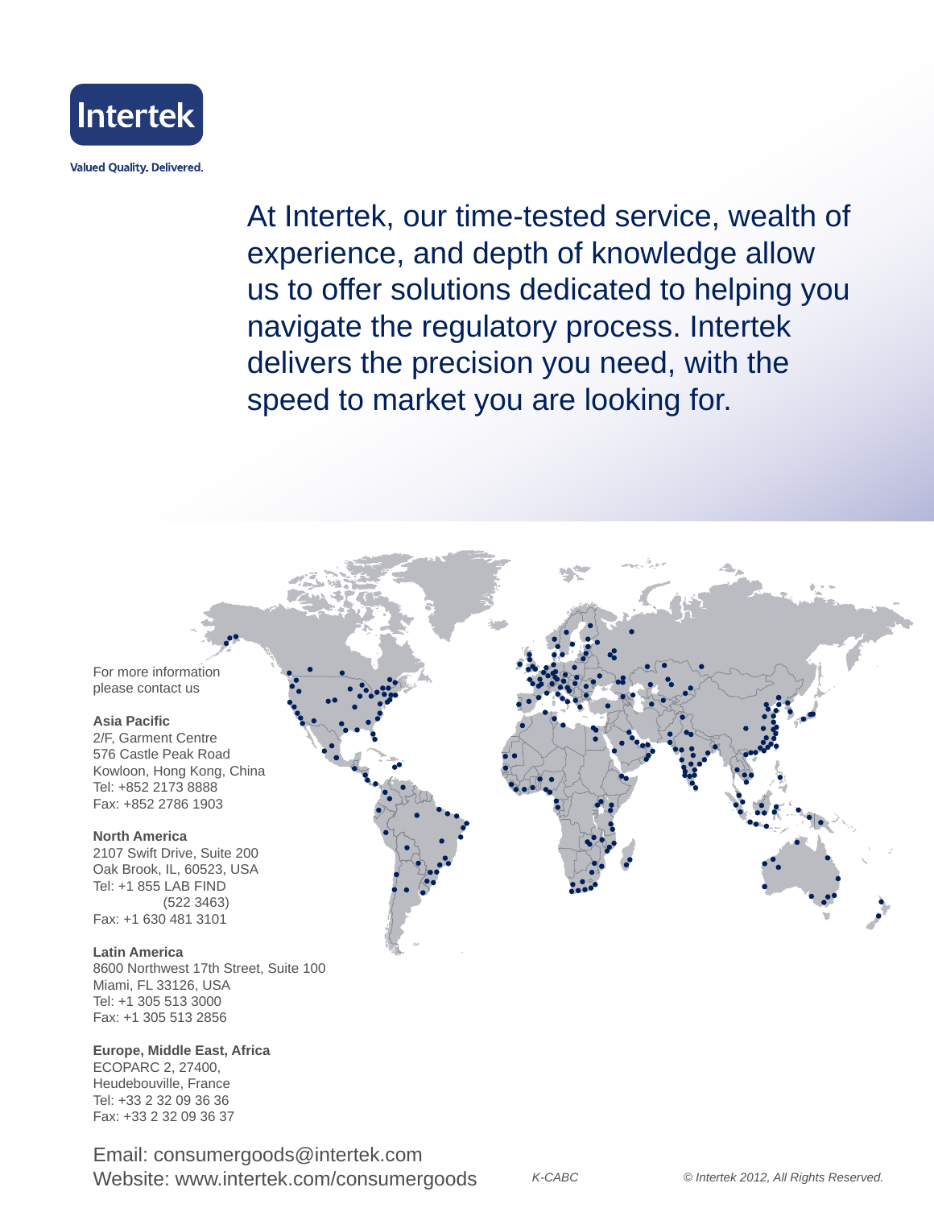Intertek

Valued Quality. Delivered.

At Intertek, our time-tested service, wealth of experience, and depth of knowledge allow us to offer solutions dedicated to helping you navigate the regulatory process. Intertek delivers the precision you need, with the speed to market you are looking for.

For more information please contact us

**Asia Pacific**
2/F, Garment Centre
576 Castle Peak Road
Kowloon, Hong Kong, China
Tel: +852 2173 8888
Fax: +852 2786 1903

**North America**
2107 Swift Drive, Suite 200
Oak Brook, IL, 60523, USA
Tel: +1 855 LAB FIND
(522 3463)
Fax: +1 630 481 3101

**Latin America**
8600 Northwest 17th Street, Suite 100
Miami, FL 33126, USA
Tel: +1 305 513 3000
Fax: +1 305 513 2856

**Europe, Middle East, Africa**
ECOPARC 2, 27400,
Heudebouville, France
Tel: +33 2 32 09 36 36
Fax: +33 2 32 09 36 37

Email: consumergoods@intertek.com
Website: www.intertek.com/consumergoods

*K-CABC*

*© Intertek 2012, All Rights Reserved.*